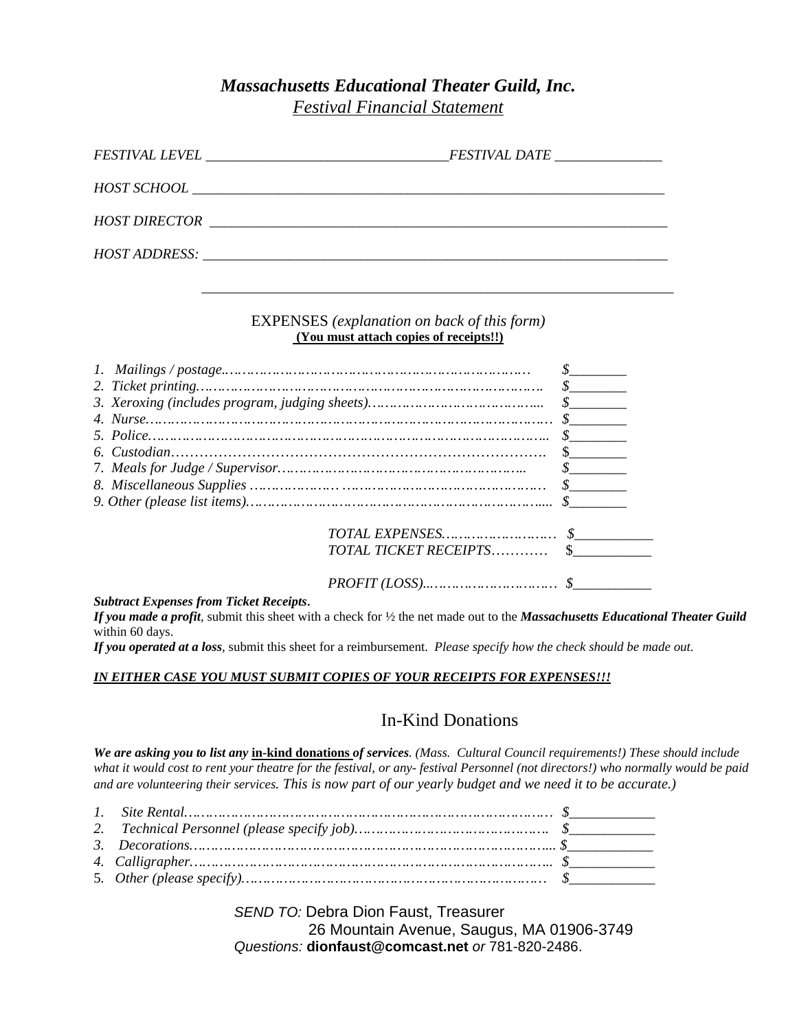# *Massachusetts Educational Theater Guild, Inc.*

## *Festival Financial Statement*

*FESTIVAL LEVEL* ________________________________*FESTIVAL DATE* _______________

*HOST SCHOOL* ___________________________________________________________________

*HOST DIRECTOR* _________________________________________________________________

*HOST ADDRESS:* _________________________________________________________________

_________________________________________________________________

EXPENSES *(explanation on back of this form)*
**(You must attach copies of receipts!!)**

*1. Mailings / postage……………………………………………………………………* *$________*
*2. Ticket printing……………………………………………………………………….* *$________*
*3. Xeroxing (includes program, judging sheets)…………………………………....* *$________*
*4. Nurse…………………………………………………………………………………* *$________*
*5. Police………………………………………………………………………………..* *$________*
*6. Custodian……………………………………………………………………….* *$________*
*7. Meals for Judge / Supervisor……………………………………………………..* *$________*
*8. Miscellaneous Supplies ……………………………………………………………* *$________*
*9. Other (please list items)……………………………………………………………....* *$________*

*TOTAL EXPENSES………………………* *$___________*
*TOTAL TICKET RECEIPTS…………* $___________

*PROFIT (LOSS)...…………………………* *$___________*

***Subtract Expenses from Ticket Receipts*.**
***If you made a profit***, submit this sheet with a check for ½ the net made out to the ***Massachusetts Educational Theater Guild*** within 60 days.
***If you operated at a loss***, submit this sheet for a reimbursement. *Please specify how the check should be made out.*

***IN EITHER CASE YOU MUST SUBMIT COPIES OF YOUR RECEIPTS FOR EXPENSES!!!***

## In-Kind Donations

***We are asking you to list any* in-kind donations *of services**. (Mass. Cultural Council requirements!) These should include what it would cost to rent your theatre for the festival, or any- festival Personnel (not directors!) who normally would be paid and are volunteering their services. This is now part of our yearly budget and we need it to be accurate.)*

*1. Site Rental……………………………………………………………………………* *$____________*
*2. Technical Personnel (please specify job)………………………………………….* *$____________*
*3. Decorations…………………………………………………………………………...* *$____________*
*4. Calligrapher…………………………………………………………………………...* *$____________*
5. *Other (please specify)…………………………………………………………………* *$____________*

*SEND TO:* Debra Dion Faust, Treasurer
26 Mountain Avenue, Saugus, MA 01906-3749
*Questions:* **dionfaust@comcast.net** *or* 781-820-2486.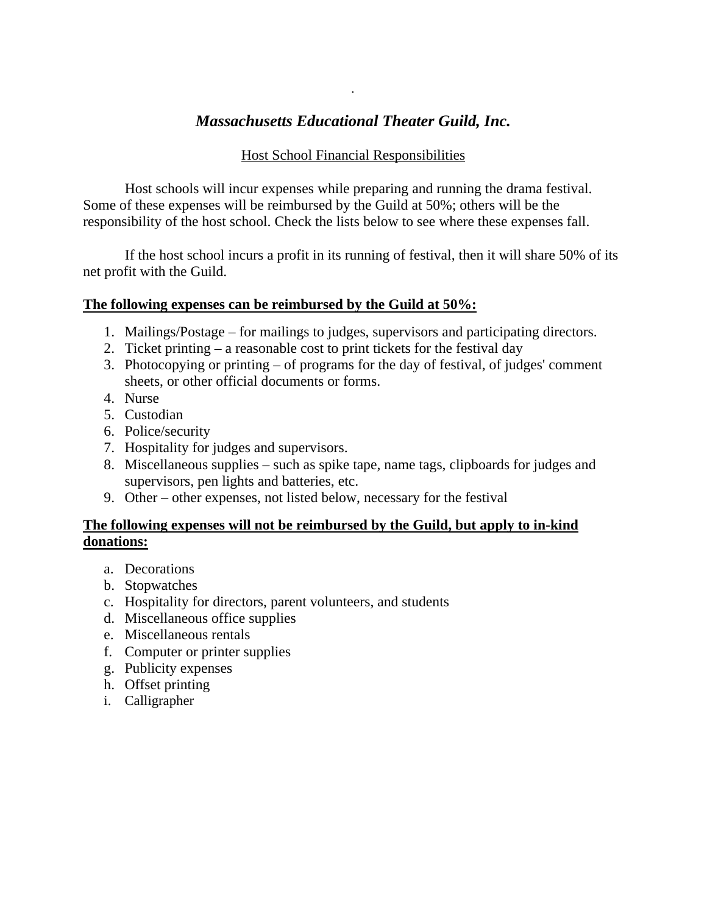# *Massachusetts Educational Theater Guild, Inc.*

Host School Financial Responsibilities

Host schools will incur expenses while preparing and running the drama festival. Some of these expenses will be reimbursed by the Guild at 50%; others will be the responsibility of the host school. Check the lists below to see where these expenses fall.

If the host school incurs a profit in its running of festival, then it will share 50% of its net profit with the Guild.

**The following expenses can be reimbursed by the Guild at 50%:**

1. Mailings/Postage – for mailings to judges, supervisors and participating directors.
2. Ticket printing – a reasonable cost to print tickets for the festival day
3. Photocopying or printing – of programs for the day of festival, of judges' comment sheets, or other official documents or forms.
4. Nurse
5. Custodian
6. Police/security
7. Hospitality for judges and supervisors.
8. Miscellaneous supplies – such as spike tape, name tags, clipboards for judges and supervisors, pen lights and batteries, etc.
9. Other – other expenses, not listed below, necessary for the festival

**The following expenses will not be reimbursed by the Guild, but apply to in-kind donations:**

a. Decorations
b. Stopwatches
c. Hospitality for directors, parent volunteers, and students
d. Miscellaneous office supplies
e. Miscellaneous rentals
f. Computer or printer supplies
g. Publicity expenses
h. Offset printing
i. Calligrapher